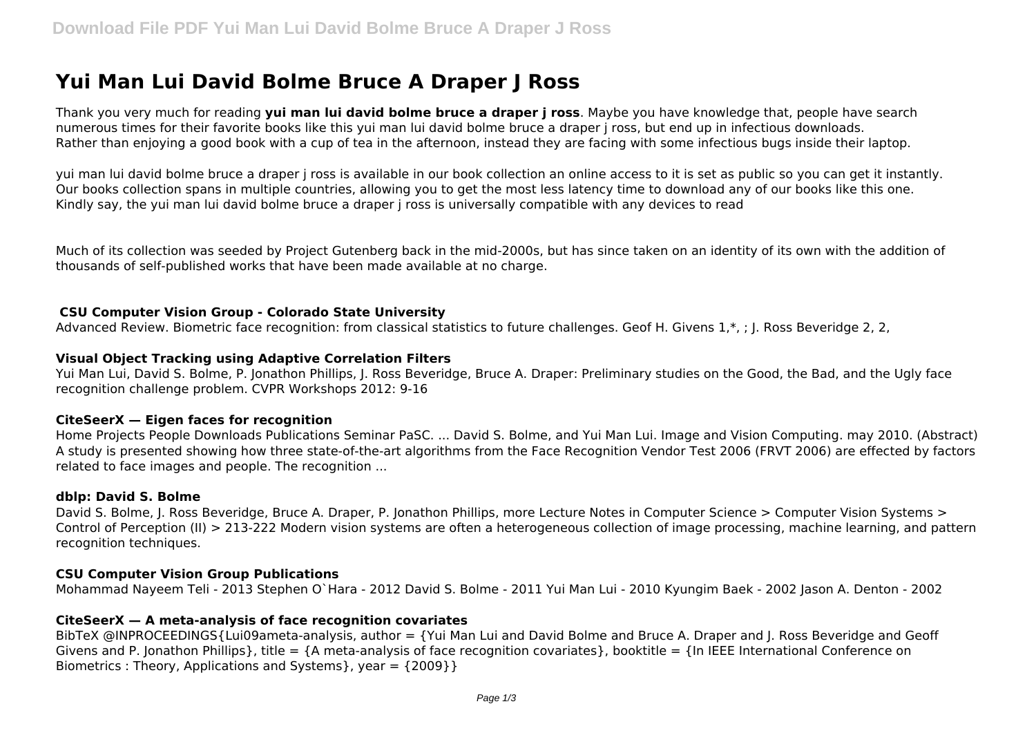# Yui Man Lui David Bolme Bruce A Draper J Ross

Thank you very much for reading **yui man lui david bolme bruce a draper j ross**. Maybe you have knowledge that, people have search numerous times for their favorite books like this yui man lui david bolme bruce a draper j ross, but end up in infectious downloads. Rather than enjoying a good book with a cup of tea in the afternoon, instead they are facing with some infectious bugs inside their laptop.

yui man lui david bolme bruce a draper j ross is available in our book collection an online access to it is set as public so you can get it instantly. Our books collection spans in multiple countries, allowing you to get the most less latency time to download any of our books like this one. Kindly say, the yui man lui david bolme bruce a draper j ross is universally compatible with any devices to read

Much of its collection was seeded by Project Gutenberg back in the mid-2000s, but has since taken on an identity of its own with the addition of thousands of self-published works that have been made available at no charge.

### CSU Computer Vision Group - Colorado State University

Advanced Review. Biometric face recognition: from classical statistics to future challenges. Geof H. Givens 1,*, ; J. Ross Beveridge 2, 2,

### Visual Object Tracking using Adaptive Correlation Filters

Yui Man Lui, David S. Bolme, P. Jonathon Phillips, J. Ross Beveridge, Bruce A. Draper: Preliminary studies on the Good, the Bad, and the Ugly face recognition challenge problem. CVPR Workshops 2012: 9-16

### CiteSeerX — Eigen faces for recognition

Home Projects People Downloads Publications Seminar PaSC. ... David S. Bolme, and Yui Man Lui. Image and Vision Computing. may 2010. (Abstract) A study is presented showing how three state-of-the-art algorithms from the Face Recognition Vendor Test 2006 (FRVT 2006) are effected by factors related to face images and people. The recognition ...

### dblp: David S. Bolme

David S. Bolme, J. Ross Beveridge, Bruce A. Draper, P. Jonathon Phillips, more Lecture Notes in Computer Science > Computer Vision Systems > Control of Perception (II) > 213-222 Modern vision systems are often a heterogeneous collection of image processing, machine learning, and pattern recognition techniques.

### CSU Computer Vision Group Publications

Mohammad Nayeem Teli - 2013 Stephen O`Hara - 2012 David S. Bolme - 2011 Yui Man Lui - 2010 Kyungim Baek - 2002 Jason A. Denton - 2002

### CiteSeerX — A meta-analysis of face recognition covariates

BibTeX @INPROCEEDINGS{Lui09ameta-analysis, author = {Yui Man Lui and David Bolme and Bruce A. Draper and J. Ross Beveridge and Geoff Givens and P. Jonathon Phillips}, title = {A meta-analysis of face recognition covariates}, booktitle = {In IEEE International Conference on Biometrics : Theory, Applications and Systems}, year = {2009}}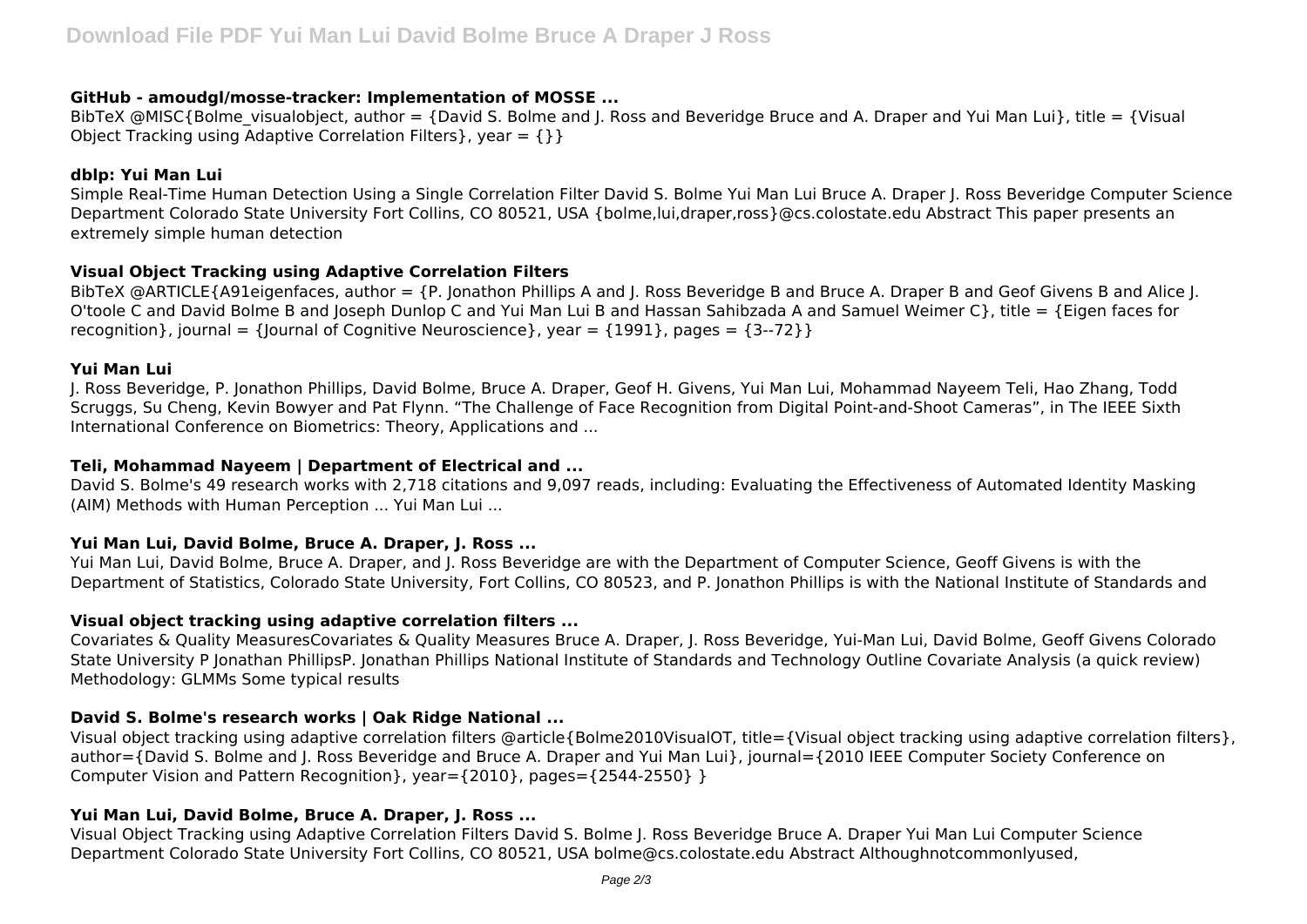### GitHub - amoudgl/mosse-tracker: Implementation of MOSSE ...

BibTeX @MISC{Bolme_visualobject, author = {David S. Bolme and J. Ross and Beveridge Bruce and A. Draper and Yui Man Lui}, title = {Visual Object Tracking using Adaptive Correlation Filters}, year = {}}

### dblp: Yui Man Lui

Simple Real-Time Human Detection Using a Single Correlation Filter David S. Bolme Yui Man Lui Bruce A. Draper J. Ross Beveridge Computer Science Department Colorado State University Fort Collins, CO 80521, USA {bolme,lui,draper,ross}@cs.colostate.edu Abstract This paper presents an extremely simple human detection

### Visual Object Tracking using Adaptive Correlation Filters

BibTeX @ARTICLE{A91eigenfaces, author = {P. Jonathon Phillips A and J. Ross Beveridge B and Bruce A. Draper B and Geof Givens B and Alice J. O'toole C and David Bolme B and Joseph Dunlop C and Yui Man Lui B and Hassan Sahibzada A and Samuel Weimer C}, title = {Eigen faces for recognition}, journal = {Journal of Cognitive Neuroscience}, year = {1991}, pages = {3--72}}

### Yui Man Lui

J. Ross Beveridge, P. Jonathon Phillips, David Bolme, Bruce A. Draper, Geof H. Givens, Yui Man Lui, Mohammad Nayeem Teli, Hao Zhang, Todd Scruggs, Su Cheng, Kevin Bowyer and Pat Flynn. "The Challenge of Face Recognition from Digital Point-and-Shoot Cameras", in The IEEE Sixth International Conference on Biometrics: Theory, Applications and ...

### Teli, Mohammad Nayeem | Department of Electrical and ...

David S. Bolme's 49 research works with 2,718 citations and 9,097 reads, including: Evaluating the Effectiveness of Automated Identity Masking (AIM) Methods with Human Perception ... Yui Man Lui ...

### Yui Man Lui, David Bolme, Bruce A. Draper, J. Ross ...

Yui Man Lui, David Bolme, Bruce A. Draper, and J. Ross Beveridge are with the Department of Computer Science, Geoff Givens is with the Department of Statistics, Colorado State University, Fort Collins, CO 80523, and P. Jonathon Phillips is with the National Institute of Standards and

### Visual object tracking using adaptive correlation filters ...

Covariates & Quality MeasuresCovariates & Quality Measures Bruce A. Draper, J. Ross Beveridge, Yui-Man Lui, David Bolme, Geoff Givens Colorado State University P Jonathan PhillipsP. Jonathan Phillips National Institute of Standards and Technology Outline Covariate Analysis (a quick review) Methodology: GLMMs Some typical results

### David S. Bolme's research works | Oak Ridge National ...

Visual object tracking using adaptive correlation filters @article{Bolme2010VisualOT, title={Visual object tracking using adaptive correlation filters}, author={David S. Bolme and J. Ross Beveridge and Bruce A. Draper and Yui Man Lui}, journal={2010 IEEE Computer Society Conference on Computer Vision and Pattern Recognition}, year={2010}, pages={2544-2550} }

### Yui Man Lui, David Bolme, Bruce A. Draper, J. Ross ...

Visual Object Tracking using Adaptive Correlation Filters David S. Bolme J. Ross Beveridge Bruce A. Draper Yui Man Lui Computer Science Department Colorado State University Fort Collins, CO 80521, USA bolme@cs.colostate.edu Abstract Althoughnotcommonlyused,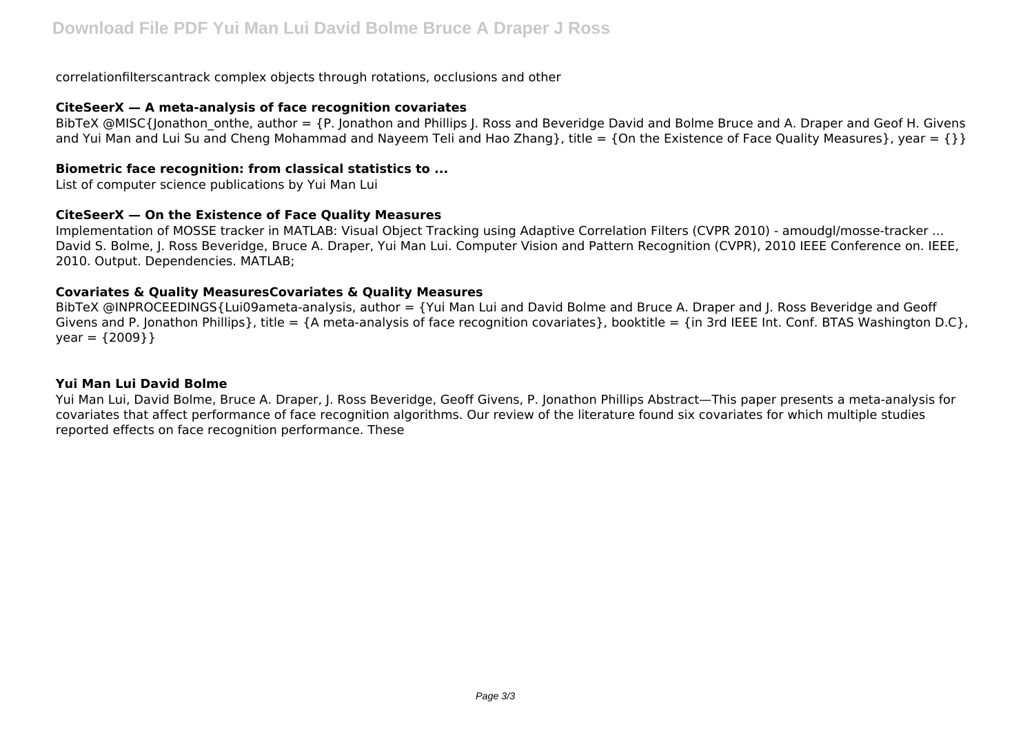correlationfilterscantrack complex objects through rotations, occlusions and other

**CiteSeerX — A meta-analysis of face recognition covariates**

BibTeX @MISC{Jonathon_onthe, author = {P. Jonathon and Phillips J. Ross and Beveridge David and Bolme Bruce and A. Draper and Geof H. Givens and Yui Man and Lui Su and Cheng Mohammad and Nayeem Teli and Hao Zhang}, title = {On the Existence of Face Quality Measures}, year = {}}

**Biometric face recognition: from classical statistics to ...**

List of computer science publications by Yui Man Lui

**CiteSeerX — On the Existence of Face Quality Measures**

Implementation of MOSSE tracker in MATLAB: Visual Object Tracking using Adaptive Correlation Filters (CVPR 2010) - amoudgl/mosse-tracker ... David S. Bolme, J. Ross Beveridge, Bruce A. Draper, Yui Man Lui. Computer Vision and Pattern Recognition (CVPR), 2010 IEEE Conference on. IEEE, 2010. Output. Dependencies. MATLAB;

**Covariates & Quality MeasuresCovariates & Quality Measures**

BibTeX @INPROCEEDINGS{Lui09ameta-analysis, author = {Yui Man Lui and David Bolme and Bruce A. Draper and J. Ross Beveridge and Geoff Givens and P. Jonathon Phillips}, title = {A meta-analysis of face recognition covariates}, booktitle = {in 3rd IEEE Int. Conf. BTAS Washington D.C}, year = {2009}}

**Yui Man Lui David Bolme**

Yui Man Lui, David Bolme, Bruce A. Draper, J. Ross Beveridge, Geoff Givens, P. Jonathon Phillips Abstract—This paper presents a meta-analysis for covariates that affect performance of face recognition algorithms. Our review of the literature found six covariates for which multiple studies reported effects on face recognition performance. These